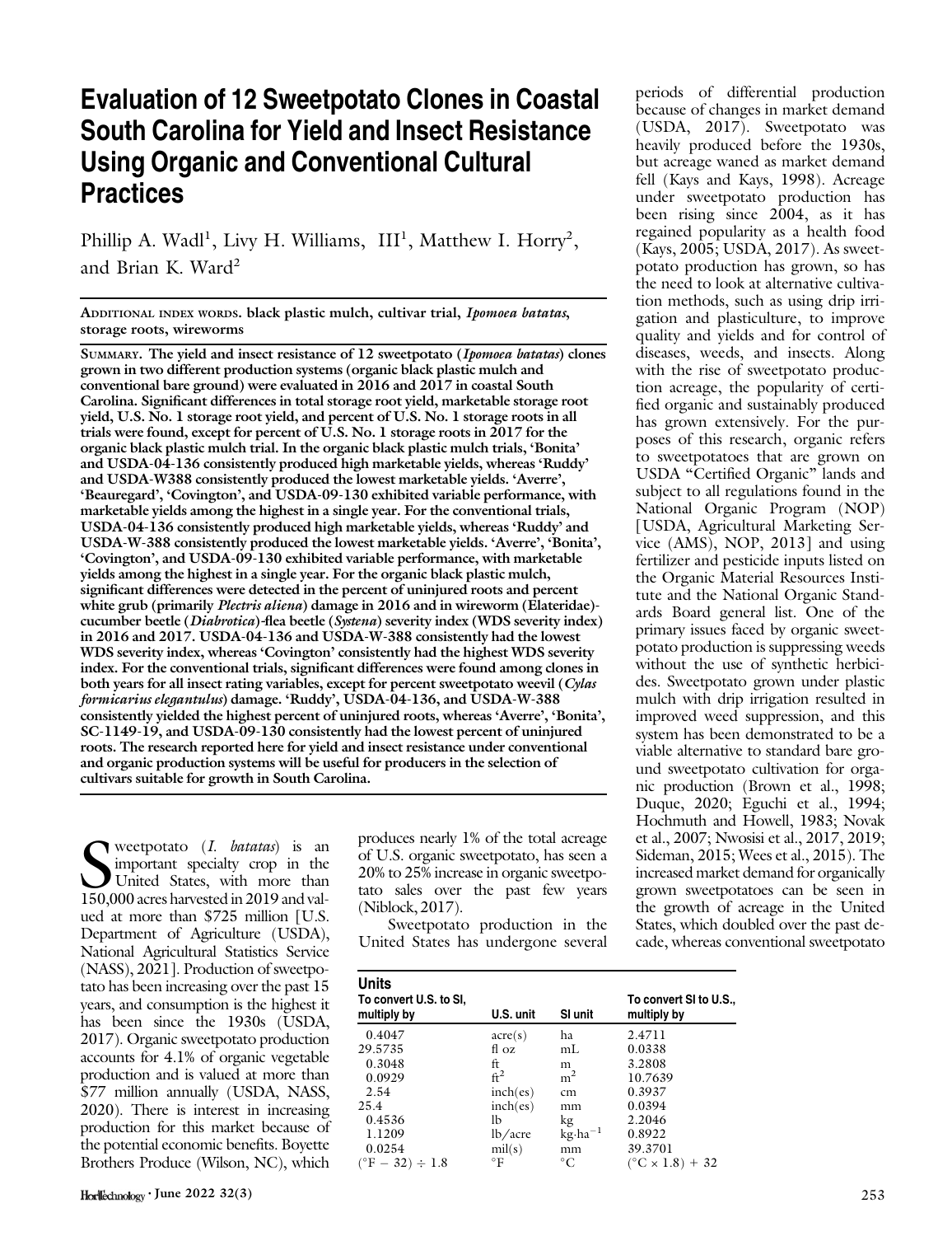# Evaluation of 12 Sweetpotato Clones in Coastal South Carolina for Yield and Insect Resistance Using Organic and Conventional Cultural Practices

Phillip A. Wadl[1], Livy H. Williams, III[1], Matthew I. Horry[2], and Brian K. Ward[2]

**ADDITIONAL INDEX WORDS. black plastic mulch, cultivar trial, *Ipomoea batatas*, storage roots, wireworms**

**SUMMARY. The yield and insect resistance of 12 sweetpotato (*Ipomoea batatas*) clones grown in two different production systems (organic black plastic mulch and conventional bare ground) were evaluated in 2016 and 2017 in coastal South Carolina. Significant differences in total storage root yield, marketable storage root yield, U.S. No. 1 storage root yield, and percent of U.S. No. 1 storage roots in all trials were found, except for percent of U.S. No. 1 storage roots in 2017 for the organic black plastic mulch trial. In the organic black plastic mulch trials, 'Bonita' and USDA-04-136 consistently produced high marketable yields, whereas 'Ruddy' and USDA-W388 consistently produced the lowest marketable yields. 'Averre', 'Beauregard', 'Covington', and USDA-09-130 exhibited variable performance, with marketable yields among the highest in a single year. For the conventional trials, USDA-04-136 consistently produced high marketable yields, whereas 'Ruddy' and USDA-W-388 consistently produced the lowest marketable yields. 'Averre', 'Bonita', 'Covington', and USDA-09-130 exhibited variable performance, with marketable yields among the highest in a single year. For the organic black plastic mulch, significant differences were detected in the percent of uninjured roots and percent white grub (primarily *Plectris aliena*) damage in 2016 and in wireworm (Elateridae)-cucumber beetle (*Diabrotica*)-flea beetle (*Systena*) severity index (WDS severity index) in 2016 and 2017. USDA-04-136 and USDA-W-388 consistently had the lowest WDS severity index, whereas 'Covington' consistently had the highest WDS severity index. For the conventional trials, significant differences were found among clones in both years for all insect rating variables, except for percent sweetpotato weevil (*Cylas formicarius elegantulus*) damage. 'Ruddy', USDA-04-136, and USDA-W-388 consistently yielded the highest percent of uninjured roots, whereas 'Averre', 'Bonita', SC-1149-19, and USDA-09-130 consistently had the lowest percent of uninjured roots. The research reported here for yield and insect resistance under conventional and organic production systems will be useful for producers in the selection of cultivars suitable for growth in South Carolina.**

Sweetpotato (*I. batatas*) is an important specialty crop in the United States, with more than 150,000 acres harvested in 2019 and valued at more than $725 million [U.S. Department of Agriculture (USDA), National Agricultural Statistics Service (NASS), 2021]. Production of sweetpotato has been increasing over the past 15 years, and consumption is the highest it has been since the 1930s (USDA, 2017). Organic sweetpotato production accounts for 4.1% of organic vegetable production and is valued at more than $77 million annually (USDA, NASS, 2020). There is interest in increasing production for this market because of the potential economic benefits. Boyette Brothers Produce (Wilson, NC), which produces nearly 1% of the total acreage of U.S. organic sweetpotato, has seen a 20% to 25% increase in organic sweetpotato sales over the past few years (Niblock, 2017).

Sweetpotato production in the United States has undergone several periods of differential production because of changes in market demand (USDA, 2017). Sweetpotato was heavily produced before the 1930s, but acreage waned as market demand fell (Kays and Kays, 1998). Acreage under sweetpotato production has been rising since 2004, as it has regained popularity as a health food (Kays, 2005; USDA, 2017). As sweetpotato production has grown, so has the need to look at alternative cultivation methods, such as using drip irrigation and plasticulture, to improve quality and yields and for control of diseases, weeds, and insects. Along with the rise of sweetpotato production acreage, the popularity of certified organic and sustainably produced has grown extensively. For the purposes of this research, organic refers to sweetpotatoes that are grown on USDA "Certified Organic" lands and subject to all regulations found in the National Organic Program (NOP) [USDA, Agricultural Marketing Service (AMS), NOP, 2013] and using fertilizer and pesticide inputs listed on the Organic Material Resources Institute and the National Organic Standards Board general list. One of the primary issues faced by organic sweetpotato production is suppressing weeds without the use of synthetic herbicides. Sweetpotato grown under plastic mulch with drip irrigation resulted in improved weed suppression, and this system has been demonstrated to be a viable alternative to standard bare ground sweetpotato cultivation for organic production (Brown et al., 1998; Duque, 2020; Eguchi et al., 1994; Hochmuth and Howell, 1983; Novak et al., 2007; Nwosisi et al., 2017, 2019; Sideman, 2015; Wees et al., 2015). The increased market demand for organically grown sweetpotatoes can be seen in the growth of acreage in the United States, which doubled over the past decade, whereas conventional sweetpotato

| Units<br>To convert U.S. to SI,<br>multiply by | U.S. unit | SI unit | To convert SI to U.S.,<br>multiply by |
|---|---|---|---|
| 0.4047 | acre(s) | ha | 2.4711 |
| 29.5735 | fl oz | mL | 0.0338 |
| 0.3048 | ft | m | 3.2808 |
| 0.0929 | $ft^2$ | $m^2$ | 10.7639 |
| 2.54 | inch(es) | cm | 0.3937 |
| 25.4 | inch(es) | mm | 0.0394 |
| 0.4536 | lb | kg | 2.2046 |
| 1.1209 | lb/acre | $kg \cdot ha^{-1}$ | 0.8922 |
| 0.0254 | mil(s) | mm | 39.3701 |
| (°F − 32) ÷ 1.8 | °F | °C | (°C × 1.8) + 32 |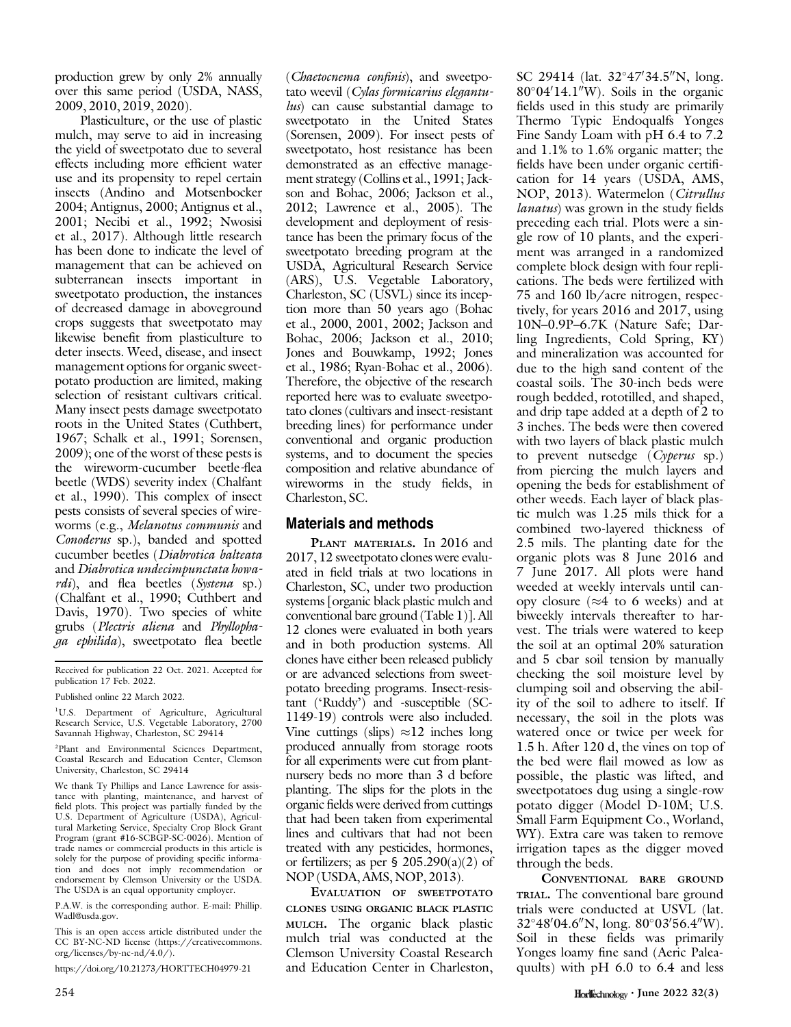production grew by only 2% annually over this same period (USDA, NASS, 2009, 2010, 2019, 2020).

Plasticulture, or the use of plastic mulch, may serve to aid in increasing the yield of sweetpotato due to several effects including more efficient water use and its propensity to repel certain insects (Andino and Motsenbocker 2004; Antignus, 2000; Antignus et al., 2001; Necibi et al., 1992; Nwosisi et al., 2017). Although little research has been done to indicate the level of management that can be achieved on subterranean insects important in sweetpotato production, the instances of decreased damage in aboveground crops suggests that sweetpotato may likewise benefit from plasticulture to deter insects. Weed, disease, and insect management options for organic sweetpotato production are limited, making selection of resistant cultivars critical. Many insect pests damage sweetpotato roots in the United States (Cuthbert, 1967; Schalk et al., 1991; Sorensen, 2009); one of the worst of these pests is the wireworm-cucumber beetle-flea beetle (WDS) severity index (Chalfant et al., 1990). This complex of insect pests consists of several species of wireworms (e.g., *Melanotus communis* and *Conoderus* sp.), banded and spotted cucumber beetles (*Diabrotica balteata* and *Diabrotica undecimpunctata howardi*), and flea beetles (*Systena* sp.) (Chalfant et al., 1990; Cuthbert and Davis, 1970). Two species of white grubs (*Plectris aliena* and *Phyllophaga ephilida*), sweetpotato flea beetle (*Chaetocnema confinis*), and sweetpotato weevil (*Cylas formicarius elegantulus*) can cause substantial damage to sweetpotato in the United States (Sorensen, 2009). For insect pests of sweetpotato, host resistance has been demonstrated as an effective management strategy (Collins et al., 1991; Jackson and Bohac, 2006; Jackson et al., 2012; Lawrence et al., 2005). The development and deployment of resistance has been the primary focus of the sweetpotato breeding program at the USDA, Agricultural Research Service (ARS), U.S. Vegetable Laboratory, Charleston, SC (USVL) since its inception more than 50 years ago (Bohac et al., 2000, 2001, 2002; Jackson and Bohac, 2006; Jackson et al., 2010; Jones and Bouwkamp, 1992; Jones et al., 1986; Ryan-Bohac et al., 2006). Therefore, the objective of the research reported here was to evaluate sweetpotato clones (cultivars and insect-resistant breeding lines) for performance under conventional and organic production systems, and to document the species composition and relative abundance of wireworms in the study fields, in Charleston, SC.

## Materials and methods

**Plant materials.** In 2016 and 2017, 12 sweetpotato clones were evaluated in field trials at two locations in Charleston, SC, under two production systems [organic black plastic mulch and conventional bare ground (Table 1)]. All 12 clones were evaluated in both years and in both production systems. All clones have either been released publicly or are advanced selections from sweetpotato breeding programs. Insect-resistant ('Ruddy') and -susceptible (SC-1149-19) controls were also included. Vine cuttings (slips) ≈12 inches long produced annually from storage roots for all experiments were cut from plant-nursery beds no more than 3 d before planting. The slips for the plots in the organic fields were derived from cuttings that had been taken from experimental lines and cultivars that had not been treated with any pesticides, hormones, or fertilizers; as per § 205.290(a)(2) of NOP (USDA, AMS, NOP, 2013).

**Evaluation of sweetpotato clones using organic black plastic mulch.** The organic black plastic mulch trial was conducted at the Clemson University Coastal Research and Education Center in Charleston, SC 29414 (lat. 32°47′34.5″N, long. 80°04′14.1″W). Soils in the organic fields used in this study are primarily Thermo Typic Endoqualfs Yonges Fine Sandy Loam with pH 6.4 to 7.2 and 1.1% to 1.6% organic matter; the fields have been under organic certification for 14 years (USDA, AMS, NOP, 2013). Watermelon (*Citrullus lanatus*) was grown in the study fields preceding each trial. Plots were a single row of 10 plants, and the experiment was arranged in a randomized complete block design with four replications. The beds were fertilized with 75 and 160 lb/acre nitrogen, respectively, for years 2016 and 2017, using 10N–0.9P–6.7K (Nature Safe; Darling Ingredients, Cold Spring, KY) and mineralization was accounted for due to the high sand content of the coastal soils. The 30-inch beds were rough bedded, rototilled, and shaped, and drip tape added at a depth of 2 to 3 inches. The beds were then covered with two layers of black plastic mulch to prevent nutsedge (*Cyperus* sp.) from piercing the mulch layers and opening the beds for establishment of other weeds. Each layer of black plastic mulch was 1.25 mils thick for a combined two-layered thickness of 2.5 mils. The planting date for the organic plots was 8 June 2016 and 7 June 2017. All plots were hand weeded at weekly intervals until canopy closure (≈4 to 6 weeks) and at biweekly intervals thereafter to harvest. The trials were watered to keep the soil at an optimal 20% saturation and 5 cbar soil tension by manually checking the soil moisture level by clumping soil and observing the ability of the soil to adhere to itself. If necessary, the soil in the plots was watered once or twice per week for 1.5 h. After 120 d, the vines on top of the bed were flail mowed as low as possible, the plastic was lifted, and sweetpotatoes dug using a single-row potato digger (Model D-10M; U.S. Small Farm Equipment Co., Worland, WY). Extra care was taken to remove irrigation tapes as the digger moved through the beds.

**Conventional bare ground trial.** The conventional bare ground trials were conducted at USVL (lat. 32°48′04.6″N, long. 80°03′56.4″W). Soil in these fields was primarily Yonges loamy fine sand (Aeric Paleaquults) with pH 6.0 to 6.4 and less

---

Received for publication 22 Oct. 2021. Accepted for publication 17 Feb. 2022.

Published online 22 March 2022.

[1]U.S. Department of Agriculture, Agricultural Research Service, U.S. Vegetable Laboratory, 2700 Savannah Highway, Charleston, SC 29414

[2]Plant and Environmental Sciences Department, Coastal Research and Education Center, Clemson University, Charleston, SC 29414

We thank Ty Phillips and Lance Lawrence for assistance with planting, maintenance, and harvest of field plots. This project was partially funded by the U.S. Department of Agriculture (USDA), Agricultural Marketing Service, Specialty Crop Block Grant Program (grant #16-SCBGP-SC-0026). Mention of trade names or commercial products in this article is solely for the purpose of providing specific information and does not imply recommendation or endorsement by Clemson University or the USDA. The USDA is an equal opportunity employer.

P.A.W. is the corresponding author. E-mail: Phillip.Wadl@usda.gov.

This is an open access article distributed under the CC BY-NC-ND license (https://creativecommons.org/licenses/by-nc-nd/4.0/).

https://doi.org/10.21273/HORTTECH04979-21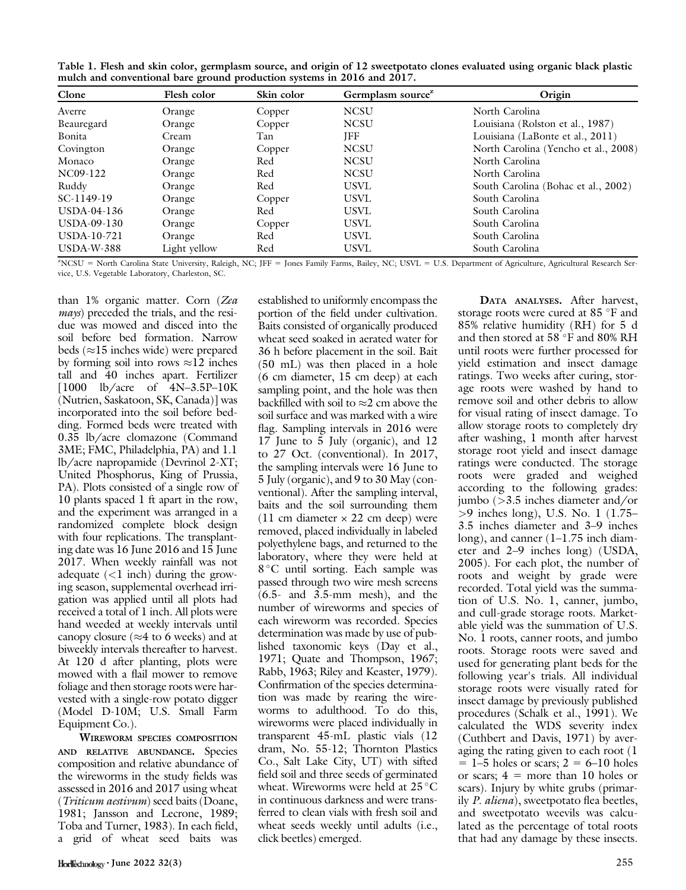Table 1. Flesh and skin color, germplasm source, and origin of 12 sweetpotato clones evaluated using organic black plastic mulch and conventional bare ground production systems in 2016 and 2017.

| Clone | Flesh color | Skin color | Germplasm source[z] | Origin |
|---|---|---|---|---|
| Averre | Orange | Copper | NCSU | North Carolina |
| Beauregard | Orange | Copper | NCSU | Louisiana (Rolston et al., 1987) |
| Bonita | Cream | Tan | JFF | Louisiana (LaBonte et al., 2011) |
| Covington | Orange | Copper | NCSU | North Carolina (Yencho et al., 2008) |
| Monaco | Orange | Red | NCSU | North Carolina |
| NC09-122 | Orange | Red | NCSU | North Carolina |
| Ruddy | Orange | Red | USVL | South Carolina (Bohac et al., 2002) |
| SC-1149-19 | Orange | Copper | USVL | South Carolina |
| USDA-04-136 | Orange | Red | USVL | South Carolina |
| USDA-09-130 | Orange | Copper | USVL | South Carolina |
| USDA-10-721 | Orange | Red | USVL | South Carolina |
| USDA-W-388 | Light yellow | Red | USVL | South Carolina |

[z]NCSU = North Carolina State University, Raleigh, NC; JFF = Jones Family Farms, Bailey, NC; USVL = U.S. Department of Agriculture, Agricultural Research Service, U.S. Vegetable Laboratory, Charleston, SC.

than 1% organic matter. Corn (*Zea mays*) preceded the trials, and the residue was mowed and disced into the soil before bed formation. Narrow beds (≈15 inches wide) were prepared by forming soil into rows ≈12 inches tall and 40 inches apart. Fertilizer [1000 lb/acre of 4N–3.5P–10K (Nutrien, Saskatoon, SK, Canada)] was incorporated into the soil before bedding. Formed beds were treated with 0.35 lb/acre clomazone (Command 3ME; FMC, Philadelphia, PA) and 1.1 lb/acre napropamide (Devrinol 2-XT; United Phosphorus, King of Prussia, PA). Plots consisted of a single row of 10 plants spaced 1 ft apart in the row, and the experiment was arranged in a randomized complete block design with four replications. The transplanting date was 16 June 2016 and 15 June 2017. When weekly rainfall was not adequate (<1 inch) during the growing season, supplemental overhead irrigation was applied until all plots had received a total of 1 inch. All plots were hand weeded at weekly intervals until canopy closure (≈4 to 6 weeks) and at biweekly intervals thereafter to harvest. At 120 d after planting, plots were mowed with a flail mower to remove foliage and then storage roots were harvested with a single-row potato digger (Model D-10M; U.S. Small Farm Equipment Co.).

**Wireworm species composition and relative abundance.** Species composition and relative abundance of the wireworms in the study fields was assessed in 2016 and 2017 using wheat (*Triticum aestivum*) seed baits (Doane, 1981; Jansson and Lecrone, 1989; Toba and Turner, 1983). In each field, a grid of wheat seed baits was established to uniformly encompass the portion of the field under cultivation. Baits consisted of organically produced wheat seed soaked in aerated water for 36 h before placement in the soil. Bait (50 mL) was then placed in a hole (6 cm diameter, 15 cm deep) at each sampling point, and the hole was then backfilled with soil to ≈2 cm above the soil surface and was marked with a wire flag. Sampling intervals in 2016 were 17 June to 5 July (organic), and 12 to 27 Oct. (conventional). In 2017, the sampling intervals were 16 June to 5 July (organic), and 9 to 30 May (conventional). After the sampling interval, baits and the soil surrounding them (11 cm diameter × 22 cm deep) were removed, placed individually in labeled polyethylene bags, and returned to the laboratory, where they were held at 8 °C until sorting. Each sample was passed through two wire mesh screens (6.5- and 3.5-mm mesh), and the number of wireworms and species of each wireworm was recorded. Species determination was made by use of published taxonomic keys (Day et al., 1971; Quate and Thompson, 1967; Rabb, 1963; Riley and Keaster, 1979). Confirmation of the species determination was made by rearing the wireworms to adulthood. To do this, wireworms were placed individually in transparent 45-mL plastic vials (12 dram, No. 55-12; Thornton Plastics Co., Salt Lake City, UT) with sifted field soil and three seeds of germinated wheat. Wireworms were held at 25 °C in continuous darkness and were transferred to clean vials with fresh soil and wheat seeds weekly until adults (i.e., click beetles) emerged.

**Data analyses.** After harvest, storage roots were cured at 85 °F and 85% relative humidity (RH) for 5 d and then stored at 58 °F and 80% RH until roots were further processed for yield estimation and insect damage ratings. Two weeks after curing, storage roots were washed by hand to remove soil and other debris to allow for visual rating of insect damage. To allow storage roots to completely dry after washing, 1 month after harvest storage root yield and insect damage ratings were conducted. The storage roots were graded and weighed according to the following grades: jumbo (>3.5 inches diameter and/or >9 inches long), U.S. No. 1 (1.75–3.5 inches diameter and 3–9 inches long), and canner (1–1.75 inch diameter and 2–9 inches long) (USDA, 2005). For each plot, the number of roots and weight by grade were recorded. Total yield was the summation of U.S. No. 1, canner, jumbo, and cull-grade storage roots. Marketable yield was the summation of U.S. No. 1 roots, canner roots, and jumbo roots. Storage roots were saved and used for generating plant beds for the following year's trials. All individual storage roots were visually rated for insect damage by previously published procedures (Schalk et al., 1991). We calculated the WDS severity index (Cuthbert and Davis, 1971) by averaging the rating given to each root (1 = 1–5 holes or scars; 2 = 6–10 holes or scars; 4 = more than 10 holes or scars). Injury by white grubs (primarily *P. aliena*), sweetpotato flea beetles, and sweetpotato weevils was calculated as the percentage of total roots that had any damage by these insects.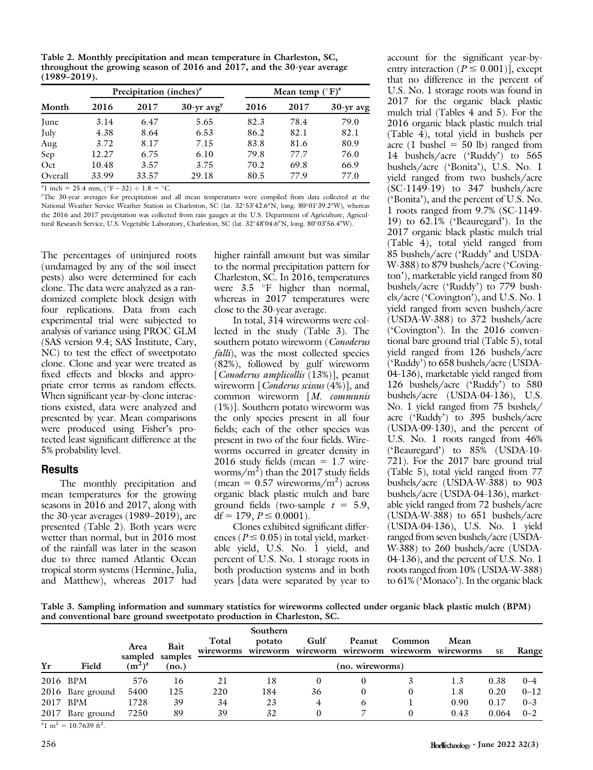Table 2. Monthly precipitation and mean temperature in Charleston, SC, throughout the growing season of 2016 and 2017, and the 30-year average (1989–2019).

| Month | Precipitation (inches)[z] | | | Mean temp (°F)[z] | | |
|---|---|---|---|---|---|---|
| | 2016 | 2017 | 30-yr avg[y] | 2016 | 2017 | 30-yr avg |
| June | 3.14 | 6.47 | 5.65 | 82.3 | 78.4 | 79.0 |
| July | 4.38 | 8.64 | 6.53 | 86.2 | 82.1 | 82.1 |
| Aug | 3.72 | 8.17 | 7.15 | 83.8 | 81.6 | 80.9 |
| Sep | 12.27 | 6.75 | 6.10 | 79.8 | 77.7 | 76.0 |
| Oct | 10.48 | 3.57 | 3.75 | 70.2 | 69.8 | 66.9 |
| Overall | 33.99 | 33.57 | 29.18 | 80.5 | 77.9 | 77.0 |

[z]1 inch = 25.4 mm, (°F − 32) ÷ 1.8 = °C.

[y]The 30-year averages for precipitation and all mean temperatures were compiled from data collected at the National Weather Service Weather Station in Charleston, SC (lat. 32°53′42.6″N, long. 80°01′39.2″W), whereas the 2016 and 2017 precipitation was collected from rain gauges at the U.S. Department of Agriculture, Agricultural Research Service, U.S. Vegetable Laboratory, Charleston, SC (lat. 32°48′04.6″N, long. 80°03′56.4″W).

The percentages of uninjured roots (undamaged by any of the soil insect pests) also were determined for each clone. The data were analyzed as a randomized complete block design with four replications. Data from each experimental trial were subjected to analysis of variance using PROC GLM (SAS version 9.4; SAS Institute, Cary, NC) to test the effect of sweetpotato clone. Clone and year were treated as fixed effects and blocks and appropriate error terms as random effects. When significant year-by-clone interactions existed, data were analyzed and presented by year. Mean comparisons were produced using Fisher's protected least significant difference at the 5% probability level.

## Results

The monthly precipitation and mean temperatures for the growing seasons in 2016 and 2017, along with the 30-year averages (1989–2019), are presented (Table 2). Both years were wetter than normal, but in 2016 most of the rainfall was later in the season due to three named Atlantic Ocean tropical storm systems (Hermine, Julia, and Matthew), whereas 2017 had higher rainfall amount but was similar to the normal precipitation pattern for Charleston, SC. In 2016, temperatures were 3.5 °F higher than normal, whereas in 2017 temperatures were close to the 30-year average.

In total, 314 wireworms were collected in the study (Table 3). The southern potato wireworm (*Conoderus falli*), was the most collected species (82%), followed by gulf wireworm [*Conoderus amplicollis* (13%)], peanut wireworm [*Conderus scissus* (4%)], and common wireworm [*M. communis* (1%)]. Southern potato wireworm was the only species present in all four fields; each of the other species was present in two of the four fields. Wireworms occurred in greater density in 2016 study fields (mean = 1.7 wireworms/$m^2$) than the 2017 study fields (mean = 0.57 wireworms/$m^2$) across organic black plastic mulch and bare ground fields (two-sample $t$ = 5.9, df = 179, $P \leq 0.0001$).

Clones exhibited significant differences ($P \leq 0.05$) in total yield, marketable yield, U.S. No. 1 yield, and percent of U.S. No. 1 storage roots in both production systems and in both years [data were separated by year to account for the significant year-by-entry interaction ($P \leq 0.001$)], except that no difference in the percent of U.S. No. 1 storage roots was found in 2017 for the organic black plastic mulch trial (Tables 4 and 5). For the 2016 organic black plastic mulch trial (Table 4), total yield in bushels per acre (1 bushel = 50 lb) ranged from 14 bushels/acre ('Ruddy') to 565 bushels/acre ('Bonita'), U.S. No. 1 yield ranged from two bushels/acre (SC-1149-19) to 347 bushels/acre ('Bonita'), and the percent of U.S. No. 1 roots ranged from 9.7% (SC-1149-19) to 62.1% ('Beauregard'). In the 2017 organic black plastic mulch trial (Table 4), total yield ranged from 85 bushels/acre ('Ruddy' and USDA-W-388) to 879 bushels/acre ('Covington'), marketable yield ranged from 80 bushels/acre ('Ruddy') to 779 bushels/acre ('Covington'), and U.S. No. 1 yield ranged from seven bushels/acre (USDA-W-388) to 372 bushels/acre ('Covington'). In the 2016 conventional bare ground trial (Table 5), total yield ranged from 126 bushels/acre ('Ruddy') to 658 bushels/acre (USDA-04-136), marketable yield ranged from 126 bushels/acre ('Ruddy') to 580 bushels/acre (USDA-04-136), U.S. No. 1 yield ranged from 75 bushels/acre ('Ruddy') to 395 bushels/acre (USDA-09-130), and the percent of U.S. No. 1 roots ranged from 46% ('Beauregard') to 85% (USDA-10-721). For the 2017 bare ground trial (Table 5), total yield ranged from 77 bushels/acre (USDA-W-388) to 903 bushels/acre (USDA-04-136), marketable yield ranged from 72 bushels/acre (USDA-W-388) to 651 bushels/acre (USDA-04-136), U.S. No. 1 yield ranged from seven bushels/acre (USDA-W-388) to 260 bushels/acre (USDA-04-136), and the percent of U.S. No. 1 roots ranged from 10% (USDA-W-388) to 61% ('Monaco'). In the organic black

Table 3. Sampling information and summary statistics for wireworms collected under organic black plastic mulch (BPM) and conventional bare ground sweetpotato production in Charleston, SC.

| Yr | Field | Area sampled ($m^2$)[z] | Bait samples (no.) | Total wireworms | Southern potato wireworm | Gulf wireworm | Peanut wireworm | Common wireworm | Mean wireworms | SE | Range |
|---|---|---|---|---|---|---|---|---|---|---|---|
| | | | | (no. wireworms) | | | | | | | |
| 2016 | BPM | 576 | 16 | 21 | 18 | 0 | 0 | 3 | 1.3 | 0.38 | 0–4 |
| 2016 | Bare ground | 5400 | 125 | 220 | 184 | 36 | 0 | 0 | 1.8 | 0.20 | 0–12 |
| 2017 | BPM | 1728 | 39 | 34 | 23 | 4 | 6 | 1 | 0.90 | 0.17 | 0–3 |
| 2017 | Bare ground | 7250 | 89 | 39 | 32 | 0 | 7 | 0 | 0.43 | 0.064 | 0–2 |

[z]1 $m^2$ = 10.7639 $ft^2$.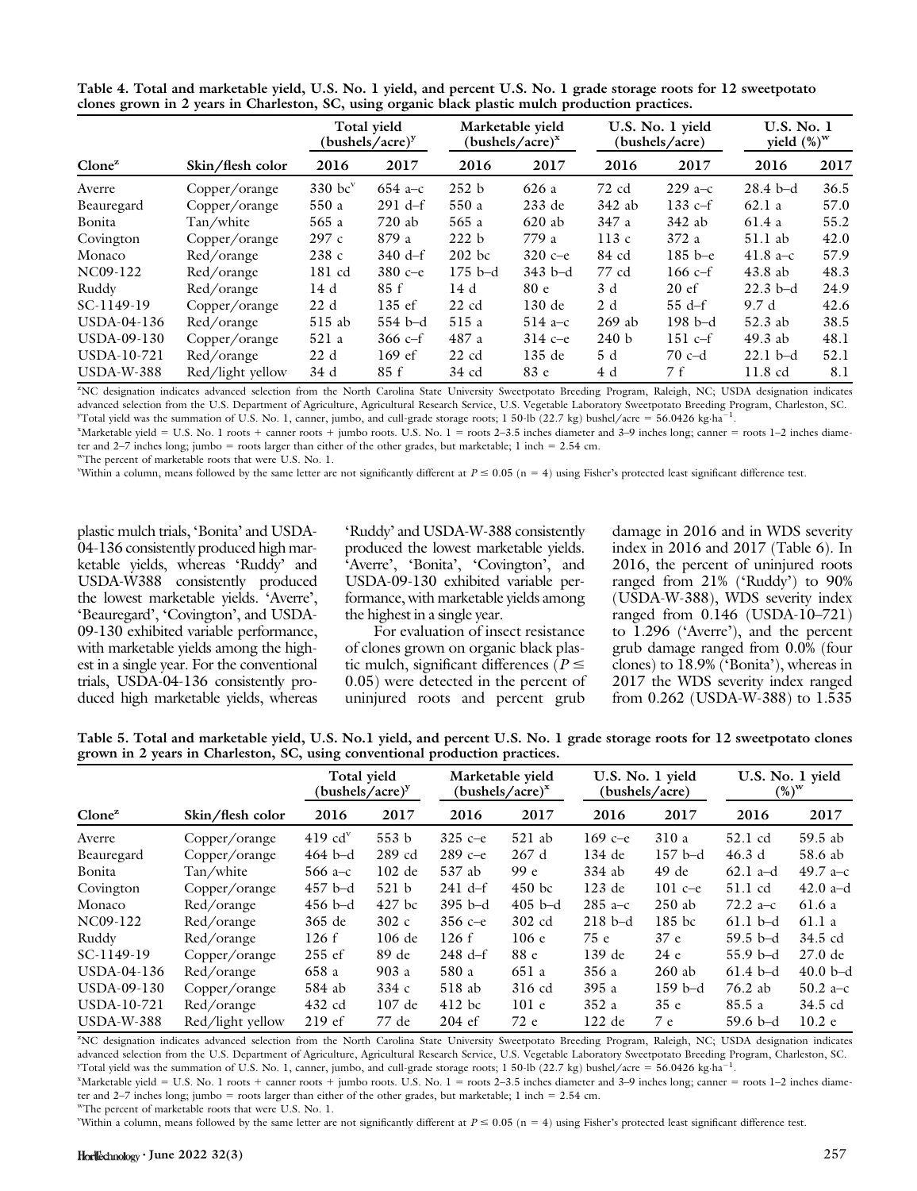**Table 4. Total and marketable yield, U.S. No. 1 yield, and percent U.S. No. 1 grade storage roots for 12 sweetpotato clones grown in 2 years in Charleston, SC, using organic black plastic mulch production practices.**

| Clone[z] | Skin/flesh color | Total yield (bushels/acre)[y] | | Marketable yield (bushels/acre)[x] | | U.S. No. 1 yield (bushels/acre) | | U.S. No. 1 yield (%)[w] | |
|---|---|---|---|---|---|---|---|---|---|
| | | 2016 | 2017 | 2016 | 2017 | 2016 | 2017 | 2016 | 2017 |
| Averre | Copper/orange | 330 bc[v] | 654 a–c | 252 b | 626 a | 72 cd | 229 a–c | 28.4 b–d | 36.5 |
| Beauregard | Copper/orange | 550 a | 291 d–f | 550 a | 233 de | 342 ab | 133 c–f | 62.1 a | 57.0 |
| Bonita | Tan/white | 565 a | 720 ab | 565 a | 620 ab | 347 a | 342 ab | 61.4 a | 55.2 |
| Covington | Copper/orange | 297 c | 879 a | 222 b | 779 a | 113 c | 372 a | 51.1 ab | 42.0 |
| Monaco | Red/orange | 238 c | 340 d–f | 202 bc | 320 c–e | 84 cd | 185 b–e | 41.8 a–c | 57.9 |
| NC09-122 | Red/orange | 181 cd | 380 c–e | 175 b–d | 343 b–d | 77 cd | 166 c–f | 43.8 ab | 48.3 |
| Ruddy | Red/orange | 14 d | 85 f | 14 d | 80 e | 3 d | 20 ef | 22.3 b–d | 24.9 |
| SC-1149-19 | Copper/orange | 22 d | 135 ef | 22 cd | 130 de | 2 d | 55 d–f | 9.7 d | 42.6 |
| USDA-04-136 | Red/orange | 515 ab | 554 b–d | 515 a | 514 a–c | 269 ab | 198 b–d | 52.3 ab | 38.5 |
| USDA-09-130 | Copper/orange | 521 a | 366 c–f | 487 a | 314 c–e | 240 b | 151 c–f | 49.3 ab | 48.1 |
| USDA-10-721 | Red/orange | 22 d | 169 ef | 22 cd | 135 de | 5 d | 70 c–d | 22.1 b–d | 52.1 |
| USDA-W-388 | Red/light yellow | 34 d | 85 f | 34 cd | 83 e | 4 d | 7 f | 11.8 cd | 8.1 |

[z]NC designation indicates advanced selection from the North Carolina State University Sweetpotato Breeding Program, Raleigh, NC; USDA designation indicates advanced selection from the U.S. Department of Agriculture, Agricultural Research Service, U.S. Vegetable Laboratory Sweetpotato Breeding Program, Charleston, SC.
[y]Total yield was the summation of U.S. No. 1, canner, jumbo, and cull-grade storage roots; 1 50-lb (22.7 kg) bushel/acre = 56.0426 kg·ha$^{-1}$.
[x]Marketable yield = U.S. No. 1 roots + canner roots + jumbo roots. U.S. No. 1 = roots 2–3.5 inches diameter and 3–9 inches long; canner = roots 1–2 inches diameter and 2–7 inches long; jumbo = roots larger than either of the other grades, but marketable; 1 inch = 2.54 cm.
[w]The percent of marketable roots that were U.S. No. 1.
[v]Within a column, means followed by the same letter are not significantly different at $P \leq 0.05$ (n = 4) using Fisher's protected least significant difference test.

plastic mulch trials, 'Bonita' and USDA-04-136 consistently produced high marketable yields, whereas 'Ruddy' and USDA-W388 consistently produced the lowest marketable yields. 'Averre', 'Beauregard', 'Covington', and USDA-09-130 exhibited variable performance, with marketable yields among the highest in a single year. For the conventional trials, USDA-04-136 consistently produced high marketable yields, whereas 'Ruddy' and USDA-W-388 consistently produced the lowest marketable yields. 'Averre', 'Bonita', 'Covington', and USDA-09-130 exhibited variable performance, with marketable yields among the highest in a single year.

For evaluation of insect resistance of clones grown on organic black plastic mulch, significant differences ($P \leq 0.05$) were detected in the percent of uninjured roots and percent grub damage in 2016 and in WDS severity index in 2016 and 2017 (Table 6). In 2016, the percent of uninjured roots ranged from 21% ('Ruddy') to 90% (USDA-W-388), WDS severity index ranged from 0.146 (USDA-10–721) to 1.296 ('Averre'), and the percent grub damage ranged from 0.0% (four clones) to 18.9% ('Bonita'), whereas in 2017 the WDS severity index ranged from 0.262 (USDA-W-388) to 1.535

**Table 5. Total and marketable yield, U.S. No.1 yield, and percent U.S. No. 1 grade storage roots for 12 sweetpotato clones grown in 2 years in Charleston, SC, using conventional production practices.**

| Clone[z] | Skin/flesh color | Total yield (bushels/acre)[y] | | Marketable yield (bushels/acre)[x] | | U.S. No. 1 yield (bushels/acre) | | U.S. No. 1 yield (%)[w] | |
|---|---|---|---|---|---|---|---|---|---|
| | | 2016 | 2017 | 2016 | 2017 | 2016 | 2017 | 2016 | 2017 |
| Averre | Copper/orange | 419 cd[v] | 553 b | 325 c–e | 521 ab | 169 c–e | 310 a | 52.1 cd | 59.5 ab |
| Beauregard | Copper/orange | 464 b–d | 289 cd | 289 c–e | 267 d | 134 de | 157 b–d | 46.3 d | 58.6 ab |
| Bonita | Tan/white | 566 a–c | 102 de | 537 ab | 99 e | 334 ab | 49 de | 62.1 a–d | 49.7 a–c |
| Covington | Copper/orange | 457 b–d | 521 b | 241 d–f | 450 bc | 123 de | 101 c–e | 51.1 cd | 42.0 a–d |
| Monaco | Red/orange | 456 b–d | 427 bc | 395 b–d | 405 b–d | 285 a–c | 250 ab | 72.2 a–c | 61.6 a |
| NC09-122 | Red/orange | 365 de | 302 c | 356 c–e | 302 cd | 218 b–d | 185 bc | 61.1 b–d | 61.1 a |
| Ruddy | Red/orange | 126 f | 106 de | 126 f | 106 e | 75 e | 37 e | 59.5 b–d | 34.5 cd |
| SC-1149-19 | Copper/orange | 255 ef | 89 de | 248 d–f | 88 e | 139 de | 24 e | 55.9 b–d | 27.0 de |
| USDA-04-136 | Red/orange | 658 a | 903 a | 580 a | 651 a | 356 a | 260 ab | 61.4 b–d | 40.0 b–d |
| USDA-09-130 | Copper/orange | 584 ab | 334 c | 518 ab | 316 cd | 395 a | 159 b–d | 76.2 ab | 50.2 a–c |
| USDA-10-721 | Red/orange | 432 cd | 107 de | 412 bc | 101 e | 352 a | 35 e | 85.5 a | 34.5 cd |
| USDA-W-388 | Red/light yellow | 219 ef | 77 de | 204 ef | 72 e | 122 de | 7 e | 59.6 b–d | 10.2 e |

[z]NC designation indicates advanced selection from the North Carolina State University Sweetpotato Breeding Program, Raleigh, NC; USDA designation indicates advanced selection from the U.S. Department of Agriculture, Agricultural Research Service, U.S. Vegetable Laboratory Sweetpotato Breeding Program, Charleston, SC.
[y]Total yield was the summation of U.S. No. 1, canner, jumbo, and cull-grade storage roots; 1 50-lb (22.7 kg) bushel/acre = 56.0426 kg·ha$^{-1}$.
[x]Marketable yield = U.S. No. 1 roots + canner roots + jumbo roots. U.S. No. 1 = roots 2–3.5 inches diameter and 3–9 inches long; canner = roots 1–2 inches diameter and 2–7 inches long; jumbo = roots larger than either of the other grades, but marketable; 1 inch = 2.54 cm.
[w]The percent of marketable roots that were U.S. No. 1.
[v]Within a column, means followed by the same letter are not significantly different at $P \leq 0.05$ (n = 4) using Fisher's protected least significant difference test.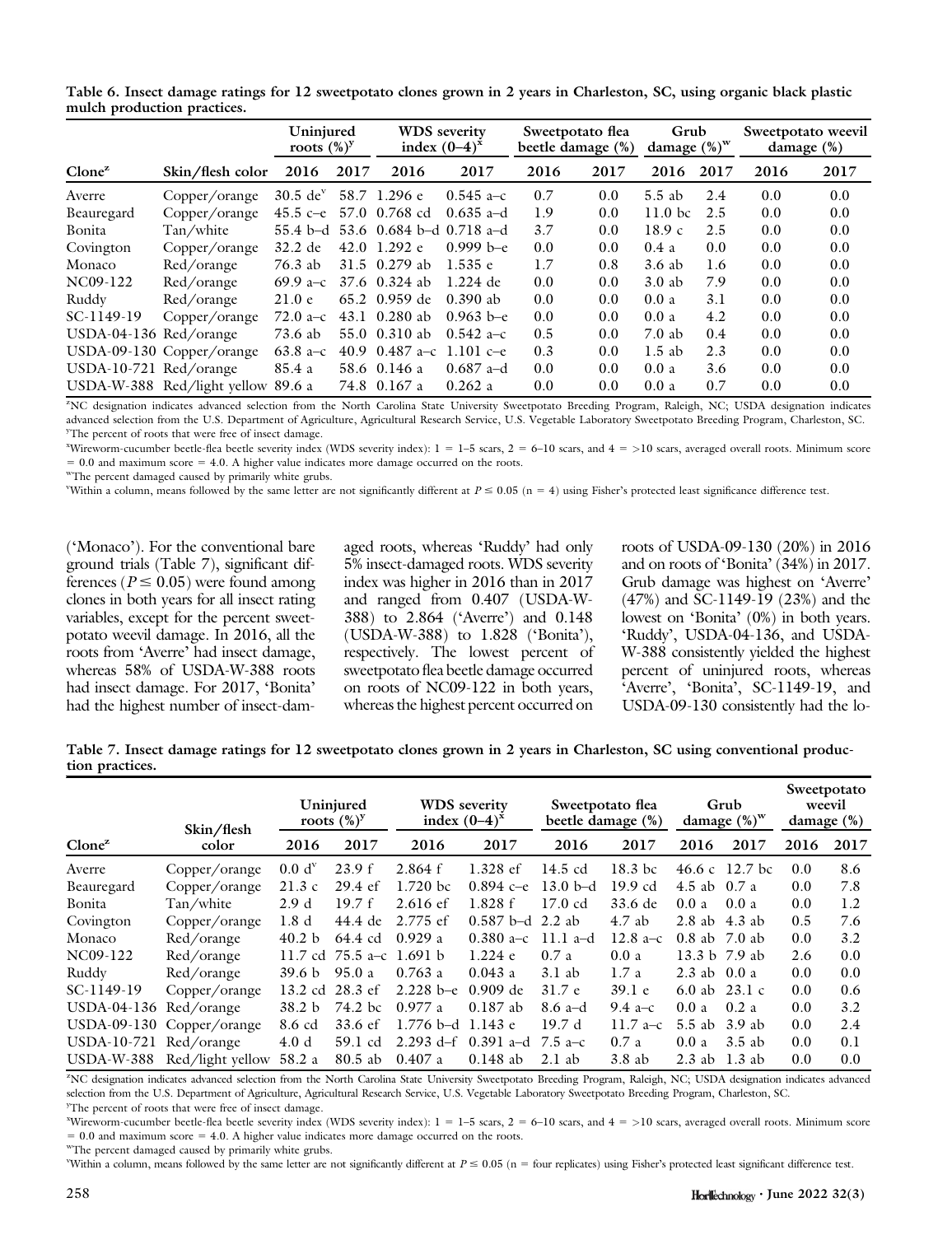Table 6. Insect damage ratings for 12 sweetpotato clones grown in 2 years in Charleston, SC, using organic black plastic mulch production practices.

| Clone[z] | Skin/flesh color | Uninjured roots (%)[y] 2016 | Uninjured roots (%)[y] 2017 | WDS severity index (0–4)[x] 2016 | WDS severity index (0–4)[x] 2017 | Sweetpotato flea beetle damage (%) 2016 | Sweetpotato flea beetle damage (%) 2017 | Grub damage (%)[w] 2016 | Grub damage (%)[w] 2017 | Sweetpotato weevil damage (%) 2016 | Sweetpotato weevil damage (%) 2017 |
|---|---|---|---|---|---|---|---|---|---|---|---|
| Averre | Copper/orange | 30.5 de[v] | 58.7 | 1.296 e | 0.545 a–c | 0.7 | 0.0 | 5.5 ab | 2.4 | 0.0 | 0.0 |
| Beauregard | Copper/orange | 45.5 c–e | 57.0 | 0.768 cd | 0.635 a–d | 1.9 | 0.0 | 11.0 bc | 2.5 | 0.0 | 0.0 |
| Bonita | Tan/white | 55.4 b–d | 53.6 | 0.684 b–d | 0.718 a–d | 3.7 | 0.0 | 18.9 c | 2.5 | 0.0 | 0.0 |
| Covington | Copper/orange | 32.2 de | 42.0 | 1.292 e | 0.999 b–e | 0.0 | 0.0 | 0.4 a | 0.0 | 0.0 | 0.0 |
| Monaco | Red/orange | 76.3 ab | 31.5 | 0.279 ab | 1.535 e | 1.7 | 0.8 | 3.6 ab | 1.6 | 0.0 | 0.0 |
| NC09-122 | Red/orange | 69.9 a–c | 37.6 | 0.324 ab | 1.224 de | 0.0 | 0.0 | 3.0 ab | 7.9 | 0.0 | 0.0 |
| Ruddy | Red/orange | 21.0 e | 65.2 | 0.959 de | 0.390 ab | 0.0 | 0.0 | 0.0 a | 3.1 | 0.0 | 0.0 |
| SC-1149-19 | Copper/orange | 72.0 a–c | 43.1 | 0.280 ab | 0.963 b–e | 0.0 | 0.0 | 0.0 a | 4.2 | 0.0 | 0.0 |
| USDA-04-136 | Red/orange | 73.6 ab | 55.0 | 0.310 ab | 0.542 a–c | 0.5 | 0.0 | 7.0 ab | 0.4 | 0.0 | 0.0 |
| USDA-09-130 | Copper/orange | 63.8 a–c | 40.9 | 0.487 a–c | 1.101 c–e | 0.3 | 0.0 | 1.5 ab | 2.3 | 0.0 | 0.0 |
| USDA-10-721 | Red/orange | 85.4 a | 58.6 | 0.146 a | 0.687 a–d | 0.0 | 0.0 | 0.0 a | 3.6 | 0.0 | 0.0 |
| USDA-W-388 | Red/light yellow | 89.6 a | 74.8 | 0.167 a | 0.262 a | 0.0 | 0.0 | 0.0 a | 0.7 | 0.0 | 0.0 |

[z]NC designation indicates advanced selection from the North Carolina State University Sweetpotato Breeding Program, Raleigh, NC; USDA designation indicates advanced selection from the U.S. Department of Agriculture, Agricultural Research Service, U.S. Vegetable Laboratory Sweetpotato Breeding Program, Charleston, SC.
[y]The percent of roots that were free of insect damage.
[x]Wireworm-cucumber beetle-flea beetle severity index (WDS severity index): 1 = 1–5 scars, 2 = 6–10 scars, and 4 = >10 scars, averaged overall roots. Minimum score = 0.0 and maximum score = 4.0. A higher value indicates more damage occurred on the roots.
[w]The percent damaged caused by primarily white grubs.
[v]Within a column, means followed by the same letter are not significantly different at $P \leq 0.05$ (n = 4) using Fisher's protected least significance difference test.

('Monaco'). For the conventional bare ground trials (Table 7), significant differences ($P \leq 0.05$) were found among clones in both years for all insect rating variables, except for the percent sweetpotato weevil damage. In 2016, all the roots from 'Averre' had insect damage, whereas 58% of USDA-W-388 roots had insect damage. For 2017, 'Bonita' had the highest number of insect-damaged roots, whereas 'Ruddy' had only 5% insect-damaged roots. WDS severity index was higher in 2016 than in 2017 and ranged from 0.407 (USDA-W-388) to 2.864 ('Averre') and 0.148 (USDA-W-388) to 1.828 ('Bonita'), respectively. The lowest percent of sweetpotato flea beetle damage occurred on roots of NC09-122 in both years, whereas the highest percent occurred on roots of USDA-09-130 (20%) in 2016 and on roots of 'Bonita' (34%) in 2017. Grub damage was highest on 'Averre' (47%) and SC-1149-19 (23%) and the lowest on 'Bonita' (0%) in both years. 'Ruddy', USDA-04-136, and USDA-W-388 consistently yielded the highest percent of uninjured roots, whereas 'Averre', 'Bonita', SC-1149-19, and USDA-09-130 consistently had the lo-

Table 7. Insect damage ratings for 12 sweetpotato clones grown in 2 years in Charleston, SC using conventional production practices.

| Clone[z] | Skin/flesh color | Uninjured roots (%)[y] 2016 | Uninjured roots (%)[y] 2017 | WDS severity index (0–4)[x] 2016 | WDS severity index (0–4)[x] 2017 | Sweetpotato flea beetle damage (%) 2016 | Sweetpotato flea beetle damage (%) 2017 | Grub damage (%)[w] 2016 | Grub damage (%)[w] 2017 | Sweetpotato weevil damage (%) 2016 | Sweetpotato weevil damage (%) 2017 |
|---|---|---|---|---|---|---|---|---|---|---|---|
| Averre | Copper/orange | 0.0 d[v] | 23.9 f | 2.864 f | 1.328 ef | 14.5 cd | 18.3 bc | 46.6 c | 12.7 bc | 0.0 | 8.6 |
| Beauregard | Copper/orange | 21.3 c | 29.4 ef | 1.720 bc | 0.894 c–e | 13.0 b–d | 19.9 cd | 4.5 ab | 0.7 a | 0.0 | 7.8 |
| Bonita | Tan/white | 2.9 d | 19.7 f | 2.616 ef | 1.828 f | 17.0 cd | 33.6 de | 0.0 a | 0.0 a | 0.0 | 1.2 |
| Covington | Copper/orange | 1.8 d | 44.4 de | 2.775 ef | 0.587 b–d | 2.2 ab | 4.7 ab | 2.8 ab | 4.3 ab | 0.5 | 7.6 |
| Monaco | Red/orange | 40.2 b | 64.4 cd | 0.929 a | 0.380 a–c | 11.1 a–d | 12.8 a–c | 0.8 ab | 7.0 ab | 0.0 | 3.2 |
| NC09-122 | Red/orange | 11.7 cd | 75.5 a–c | 1.691 b | 1.224 e | 0.7 a | 0.0 a | 13.3 b | 7.9 ab | 2.6 | 0.0 |
| Ruddy | Red/orange | 39.6 b | 95.0 a | 0.763 a | 0.043 a | 3.1 ab | 1.7 a | 2.3 ab | 0.0 a | 0.0 | 0.0 |
| SC-1149-19 | Copper/orange | 13.2 cd | 28.3 ef | 2.228 b–e | 0.909 de | 31.7 e | 39.1 e | 6.0 ab | 23.1 c | 0.0 | 0.6 |
| USDA-04-136 | Red/orange | 38.2 b | 74.2 bc | 0.977 a | 0.187 ab | 8.6 a–d | 9.4 a–c | 0.0 a | 0.2 a | 0.0 | 3.2 |
| USDA-09-130 | Copper/orange | 8.6 cd | 33.6 ef | 1.776 b–d | 1.143 e | 19.7 d | 11.7 a–c | 5.5 ab | 3.9 ab | 0.0 | 2.4 |
| USDA-10-721 | Red/orange | 4.0 d | 59.1 cd | 2.293 d–f | 0.391 a–d | 7.5 a–c | 0.7 a | 0.0 a | 3.5 ab | 0.0 | 0.1 |
| USDA-W-388 | Red/light yellow | 58.2 a | 80.5 ab | 0.407 a | 0.148 ab | 2.1 ab | 3.8 ab | 2.3 ab | 1.3 ab | 0.0 | 0.0 |

[z]NC designation indicates advanced selection from the North Carolina State University Sweetpotato Breeding Program, Raleigh, NC; USDA designation indicates advanced selection from the U.S. Department of Agriculture, Agricultural Research Service, U.S. Vegetable Laboratory Sweetpotato Breeding Program, Charleston, SC.
[y]The percent of roots that were free of insect damage.
[x]Wireworm-cucumber beetle-flea beetle severity index (WDS severity index): 1 = 1–5 scars, 2 = 6–10 scars, and 4 = >10 scars, averaged overall roots. Minimum score = 0.0 and maximum score = 4.0. A higher value indicates more damage occurred on the roots.
[w]The percent damaged caused by primarily white grubs.
[v]Within a column, means followed by the same letter are not significantly different at $P \leq 0.05$ (n = four replicates) using Fisher's protected least significant difference test.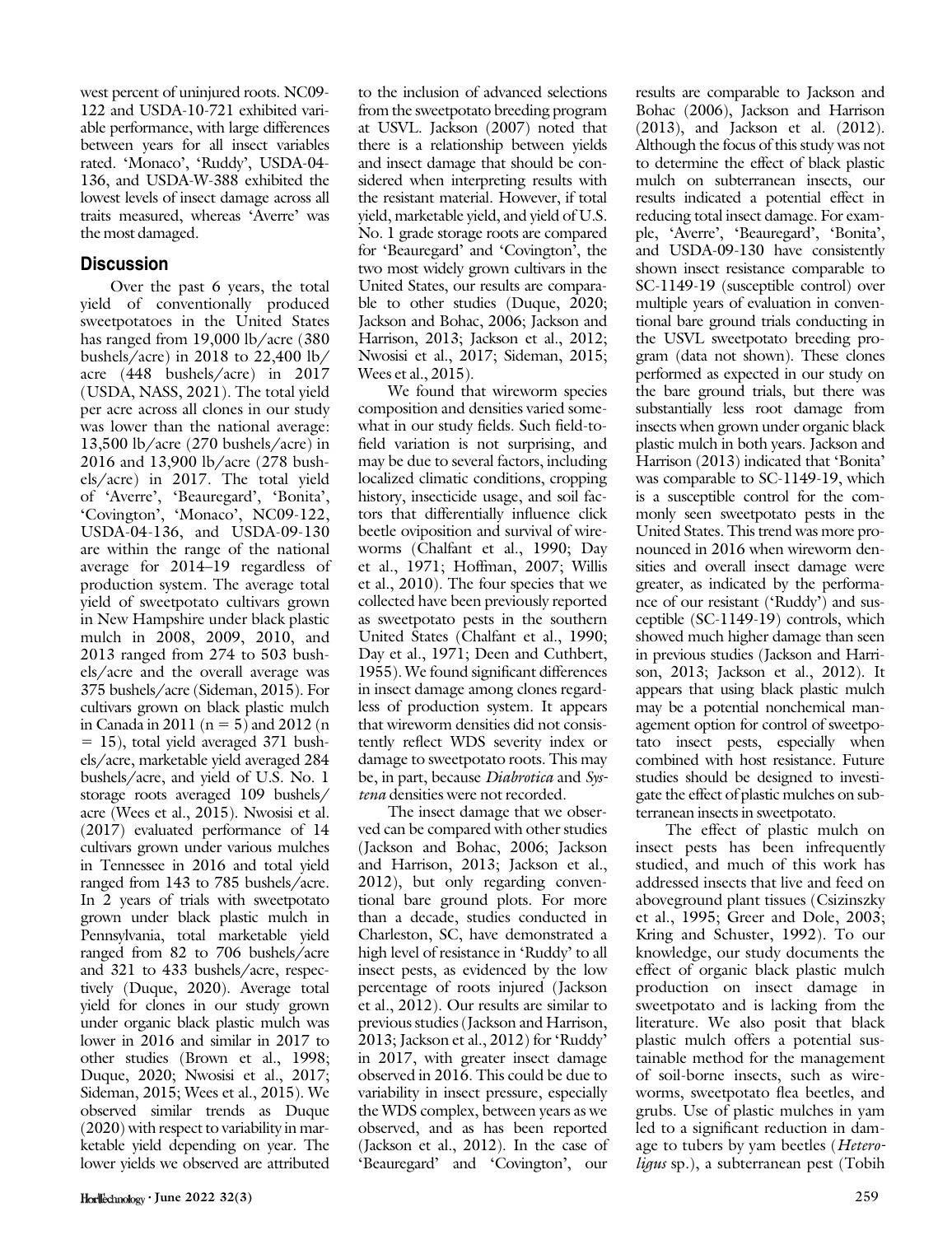west percent of uninjured roots. NC09-122 and USDA-10-721 exhibited variable performance, with large differences between years for all insect variables rated. 'Monaco', 'Ruddy', USDA-04-136, and USDA-W-388 exhibited the lowest levels of insect damage across all traits measured, whereas 'Averre' was the most damaged.

## Discussion

Over the past 6 years, the total yield of conventionally produced sweetpotatoes in the United States has ranged from 19,000 lb/acre (380 bushels/acre) in 2018 to 22,400 lb/acre (448 bushels/acre) in 2017 (USDA, NASS, 2021). The total yield per acre across all clones in our study was lower than the national average: 13,500 lb/acre (270 bushels/acre) in 2016 and 13,900 lb/acre (278 bushels/acre) in 2017. The total yield of 'Averre', 'Beauregard', 'Bonita', 'Covington', 'Monaco', NC09-122, USDA-04-136, and USDA-09-130 are within the range of the national average for 2014–19 regardless of production system. The average total yield of sweetpotato cultivars grown in New Hampshire under black plastic mulch in 2008, 2009, 2010, and 2013 ranged from 274 to 503 bushels/acre and the overall average was 375 bushels/acre (Sideman, 2015). For cultivars grown on black plastic mulch in Canada in 2011 ($n = 5$) and 2012 ($n = 15$), total yield averaged 371 bushels/acre, marketable yield averaged 284 bushels/acre, and yield of U.S. No. 1 storage roots averaged 109 bushels/acre (Wees et al., 2015). Nwosisi et al. (2017) evaluated performance of 14 cultivars grown under various mulches in Tennessee in 2016 and total yield ranged from 143 to 785 bushels/acre. In 2 years of trials with sweetpotato grown under black plastic mulch in Pennsylvania, total marketable yield ranged from 82 to 706 bushels/acre and 321 to 433 bushels/acre, respectively (Duque, 2020). Average total yield for clones in our study grown under organic black plastic mulch was lower in 2016 and similar in 2017 to other studies (Brown et al., 1998; Duque, 2020; Nwosisi et al., 2017; Sideman, 2015; Wees et al., 2015). We observed similar trends as Duque (2020) with respect to variability in marketable yield depending on year. The lower yields we observed are attributed to the inclusion of advanced selections from the sweetpotato breeding program at USVL. Jackson (2007) noted that there is a relationship between yields and insect damage that should be considered when interpreting results with the resistant material. However, if total yield, marketable yield, and yield of U.S. No. 1 grade storage roots are compared for 'Beauregard' and 'Covington', the two most widely grown cultivars in the United States, our results are comparable to other studies (Duque, 2020; Jackson and Bohac, 2006; Jackson and Harrison, 2013; Jackson et al., 2012; Nwosisi et al., 2017; Sideman, 2015; Wees et al., 2015).

We found that wireworm species composition and densities varied somewhat in our study fields. Such field-to-field variation is not surprising, and may be due to several factors, including localized climatic conditions, cropping history, insecticide usage, and soil factors that differentially influence click beetle oviposition and survival of wireworms (Chalfant et al., 1990; Day et al., 1971; Hoffman, 2007; Willis et al., 2010). The four species that we collected have been previously reported as sweetpotato pests in the southern United States (Chalfant et al., 1990; Day et al., 1971; Deen and Cuthbert, 1955). We found significant differences in insect damage among clones regardless of production system. It appears that wireworm densities did not consistently reflect WDS severity index or damage to sweetpotato roots. This may be, in part, because *Diabrotica* and *Systena* densities were not recorded.

The insect damage that we observed can be compared with other studies (Jackson and Bohac, 2006; Jackson and Harrison, 2013; Jackson et al., 2012), but only regarding conventional bare ground plots. For more than a decade, studies conducted in Charleston, SC, have demonstrated a high level of resistance in 'Ruddy' to all insect pests, as evidenced by the low percentage of roots injured (Jackson et al., 2012). Our results are similar to previous studies (Jackson and Harrison, 2013; Jackson et al., 2012) for 'Ruddy' in 2017, with greater insect damage observed in 2016. This could be due to variability in insect pressure, especially the WDS complex, between years as we observed, and as has been reported (Jackson et al., 2012). In the case of 'Beauregard' and 'Covington', our results are comparable to Jackson and Bohac (2006), Jackson and Harrison (2013), and Jackson et al. (2012). Although the focus of this study was not to determine the effect of black plastic mulch on subterranean insects, our results indicated a potential effect in reducing total insect damage. For example, 'Averre', 'Beauregard', 'Bonita', and USDA-09-130 have consistently shown insect resistance comparable to SC-1149-19 (susceptible control) over multiple years of evaluation in conventional bare ground trials conducting in the USVL sweetpotato breeding program (data not shown). These clones performed as expected in our study on the bare ground trials, but there was substantially less root damage from insects when grown under organic black plastic mulch in both years. Jackson and Harrison (2013) indicated that 'Bonita' was comparable to SC-1149-19, which is a susceptible control for the commonly seen sweetpotato pests in the United States. This trend was more pronounced in 2016 when wireworm densities and overall insect damage were greater, as indicated by the performance of our resistant ('Ruddy') and susceptible (SC-1149-19) controls, which showed much higher damage than seen in previous studies (Jackson and Harrison, 2013; Jackson et al., 2012). It appears that using black plastic mulch may be a potential nonchemical management option for control of sweetpotato insect pests, especially when combined with host resistance. Future studies should be designed to investigate the effect of plastic mulches on subterranean insects in sweetpotato.

The effect of plastic mulch on insect pests has been infrequently studied, and much of this work has addressed insects that live and feed on aboveground plant tissues (Csizinszky et al., 1995; Greer and Dole, 2003; Kring and Schuster, 1992). To our knowledge, our study documents the effect of organic black plastic mulch production on insect damage in sweetpotato and is lacking from the literature. We also posit that black plastic mulch offers a potential sustainable method for the management of soil-borne insects, such as wireworms, sweetpotato flea beetles, and grubs. Use of plastic mulches in yam led to a significant reduction in damage to tubers by yam beetles (*Heteroligus* sp.), a subterranean pest (Tobih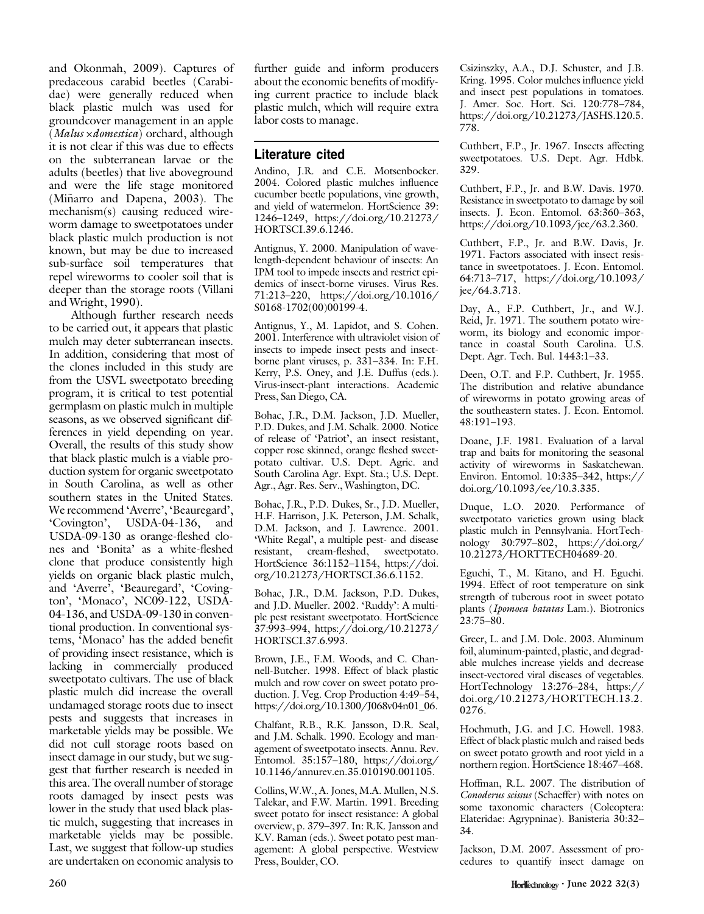and Okonmah, 2009). Captures of predaceous carabid beetles (Carabidae) were generally reduced when black plastic mulch was used for groundcover management in an apple (*Malus ×domestica*) orchard, although it is not clear if this was due to effects on the subterranean larvae or the adults (beetles) that live aboveground and were the life stage monitored (Miñarro and Dapena, 2003). The mechanism(s) causing reduced wireworm damage to sweetpotatoes under black plastic mulch production is not known, but may be due to increased sub-surface soil temperatures that repel wireworms to cooler soil that is deeper than the storage roots (Villani and Wright, 1990).

Although further research needs to be carried out, it appears that plastic mulch may deter subterranean insects. In addition, considering that most of the clones included in this study are from the USVL sweetpotato breeding program, it is critical to test potential germplasm on plastic mulch in multiple seasons, as we observed significant differences in yield depending on year. Overall, the results of this study show that black plastic mulch is a viable production system for organic sweetpotato in South Carolina, as well as other southern states in the United States. We recommend 'Averre', 'Beauregard', 'Covington', USDA-04-136, and USDA-09-130 as orange-fleshed clones and 'Bonita' as a white-fleshed clone that produce consistently high yields on organic black plastic mulch, and 'Averre', 'Beauregard', 'Covington', 'Monaco', NC09-122, USDA-04-136, and USDA-09-130 in conventional production. In conventional systems, 'Monaco' has the added benefit of providing insect resistance, which is lacking in commercially produced sweetpotato cultivars. The use of black plastic mulch did increase the overall undamaged storage roots due to insect pests and suggests that increases in marketable yields may be possible. We did not cull storage roots based on insect damage in our study, but we suggest that further research is needed in this area. The overall number of storage roots damaged by insect pests was lower in the study that used black plastic mulch, suggesting that increases in marketable yields may be possible. Last, we suggest that follow-up studies are undertaken on economic analysis to further guide and inform producers about the economic benefits of modifying current practice to include black plastic mulch, which will require extra labor costs to manage.

## Literature cited

Andino, J.R. and C.E. Motsenbocker. 2004. Colored plastic mulches influence cucumber beetle populations, vine growth, and yield of watermelon. HortScience 39: 1246–1249, https://doi.org/10.21273/HORTSCI.39.6.1246.

Antignus, Y. 2000. Manipulation of wavelength-dependent behaviour of insects: An IPM tool to impede insects and restrict epidemics of insect-borne viruses. Virus Res. 71:213–220, https://doi.org/10.1016/S0168-1702(00)00199-4.

Antignus, Y., M. Lapidot, and S. Cohen. 2001. Interference with ultraviolet vision of insects to impede insect pests and insect-borne plant viruses, p. 331–334. In: F.H. Kerry, P.S. Oney, and J.E. Duffus (eds.). Virus-insect-plant interactions. Academic Press, San Diego, CA.

Bohac, J.R., D.M. Jackson, J.D. Mueller, P.D. Dukes, and J.M. Schalk. 2000. Notice of release of 'Patriot', an insect resistant, copper rose skinned, orange fleshed sweetpotato cultivar. U.S. Dept. Agric. and South Carolina Agr. Expt. Sta.; U.S. Dept. Agr., Agr. Res. Serv., Washington, DC.

Bohac, J.R., P.D. Dukes, Sr., J.D. Mueller, H.F. Harrison, J.K. Peterson, J.M. Schalk, D.M. Jackson, and J. Lawrence. 2001. 'White Regal', a multiple pest- and disease resistant, cream-fleshed, sweetpotato. HortScience 36:1152–1154, https://doi.org/10.21273/HORTSCI.36.6.1152.

Bohac, J.R., D.M. Jackson, P.D. Dukes, and J.D. Mueller. 2002. 'Ruddy': A multiple pest resistant sweetpotato. HortScience 37:993–994, https://doi.org/10.21273/HORTSCI.37.6.993.

Brown, J.E., F.M. Woods, and C. Channell-Butcher. 1998. Effect of black plastic mulch and row cover on sweet potato production. J. Veg. Crop Production 4:49–54, https://doi.org/10.1300/J068v04n01_06.

Chalfant, R.B., R.K. Jansson, D.R. Seal, and J.M. Schalk. 1990. Ecology and management of sweetpotato insects. Annu. Rev. Entomol. 35:157–180, https://doi.org/10.1146/annurev.en.35.010190.001105.

Collins, W.W., A. Jones, M.A. Mullen, N.S. Talekar, and F.W. Martin. 1991. Breeding sweet potato for insect resistance: A global overview, p. 379–397. In: R.K. Jansson and K.V. Raman (eds.). Sweet potato pest management: A global perspective. Westview Press, Boulder, CO.

Csizinszky, A.A., D.J. Schuster, and J.B. Kring. 1995. Color mulches influence yield and insect pest populations in tomatoes. J. Amer. Soc. Hort. Sci. 120:778–784, https://doi.org/10.21273/JASHS.120.5.778.

Cuthbert, F.P., Jr. 1967. Insects affecting sweetpotatoes. U.S. Dept. Agr. Hdbk. 329.

Cuthbert, F.P., Jr. and B.W. Davis. 1970. Resistance in sweetpotato to damage by soil insects. J. Econ. Entomol. 63:360–363, https://doi.org/10.1093/jee/63.2.360.

Cuthbert, F.P., Jr. and B.W. Davis, Jr. 1971. Factors associated with insect resistance in sweetpotatoes. J. Econ. Entomol. 64:713–717, https://doi.org/10.1093/jee/64.3.713.

Day, A., F.P. Cuthbert, Jr., and W.J. Reid, Jr. 1971. The southern potato wireworm, its biology and economic importance in coastal South Carolina. U.S. Dept. Agr. Tech. Bul. 1443:1–33.

Deen, O.T. and F.P. Cuthbert, Jr. 1955. The distribution and relative abundance of wireworms in potato growing areas of the southeastern states. J. Econ. Entomol. 48:191–193.

Doane, J.F. 1981. Evaluation of a larval trap and baits for monitoring the seasonal activity of wireworms in Saskatchewan. Environ. Entomol. 10:335–342, https://doi.org/10.1093/ee/10.3.335.

Duque, L.O. 2020. Performance of sweetpotato varieties grown using black plastic mulch in Pennsylvania. HortTechnology 30:797–802, https://doi.org/10.21273/HORTTECH04689-20.

Eguchi, T., M. Kitano, and H. Eguchi. 1994. Effect of root temperature on sink strength of tuberous root in sweet potato plants (*Ipomoea batatas* Lam.). Biotronics 23:75–80.

Greer, L. and J.M. Dole. 2003. Aluminum foil, aluminum-painted, plastic, and degradable mulches increase yields and decrease insect-vectored viral diseases of vegetables. HortTechnology 13:276–284, https://doi.org/10.21273/HORTTECH.13.2.0276.

Hochmuth, J.G. and J.C. Howell. 1983. Effect of black plastic mulch and raised beds on sweet potato growth and root yield in a northern region. HortScience 18:467–468.

Hoffman, R.L. 2007. The distribution of *Conoderus scissus* (Schaeffer) with notes on some taxonomic characters (Coleoptera: Elateridae: Agrypninae). Banisteria 30:32–34.

Jackson, D.M. 2007. Assessment of procedures to quantify insect damage on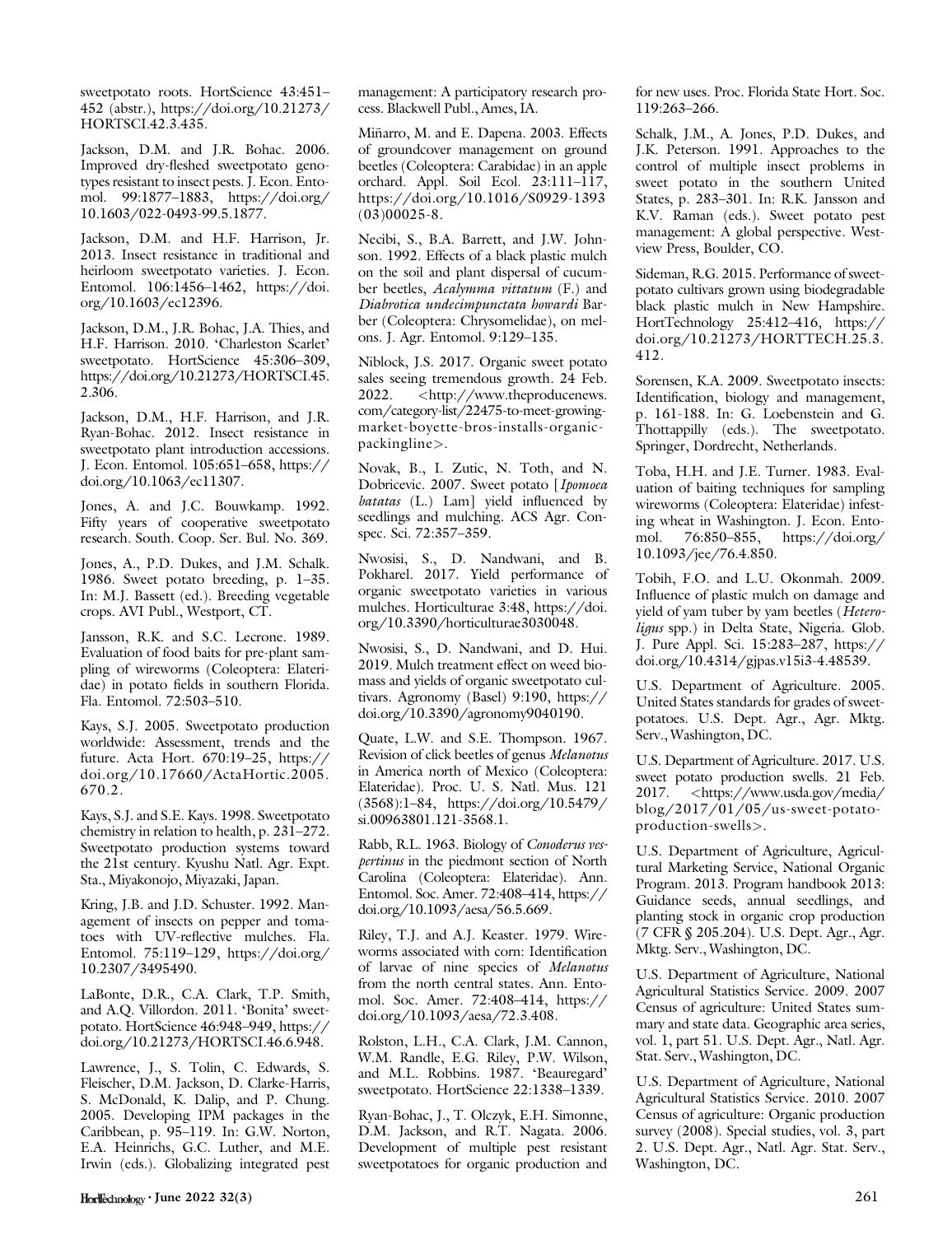sweetpotato roots. HortScience 43:451–452 (abstr.), https://doi.org/10.21273/HORTSCI.42.3.435.

Jackson, D.M. and J.R. Bohac. 2006. Improved dry-fleshed sweetpotato genotypes resistant to insect pests. J. Econ. Entomol. 99:1877–1883, https://doi.org/10.1603/022-0493-99.5.1877.

Jackson, D.M. and H.F. Harrison, Jr. 2013. Insect resistance in traditional and heirloom sweetpotato varieties. J. Econ. Entomol. 106:1456–1462, https://doi.org/10.1603/ec12396.

Jackson, D.M., J.R. Bohac, J.A. Thies, and H.F. Harrison. 2010. 'Charleston Scarlet' sweetpotato. HortScience 45:306–309, https://doi.org/10.21273/HORTSCI.45.2.306.

Jackson, D.M., H.F. Harrison, and J.R. Ryan-Bohac. 2012. Insect resistance in sweetpotato plant introduction accessions. J. Econ. Entomol. 105:651–658, https://doi.org/10.1063/ec11307.

Jones, A. and J.C. Bouwkamp. 1992. Fifty years of cooperative sweetpotato research. South. Coop. Ser. Bul. No. 369.

Jones, A., P.D. Dukes, and J.M. Schalk. 1986. Sweet potato breeding, p. 1–35. In: M.J. Bassett (ed.). Breeding vegetable crops. AVI Publ., Westport, CT.

Jansson, R.K. and S.C. Lecrone. 1989. Evaluation of food baits for pre-plant sampling of wireworms (Coleoptera: Elateridae) in potato fields in southern Florida. Fla. Entomol. 72:503–510.

Kays, S.J. 2005. Sweetpotato production worldwide: Assessment, trends and the future. Acta Hort. 670:19–25, https://doi.org/10.17660/ActaHortic.2005.670.2.

Kays, S.J. and S.E. Kays. 1998. Sweetpotato chemistry in relation to health, p. 231–272. Sweetpotato production systems toward the 21st century. Kyushu Natl. Agr. Expt. Sta., Miyakonojo, Miyazaki, Japan.

Kring, J.B. and J.D. Schuster. 1992. Management of insects on pepper and tomatoes with UV-reflective mulches. Fla. Entomol. 75:119–129, https://doi.org/10.2307/3495490.

LaBonte, D.R., C.A. Clark, T.P. Smith, and A.Q. Villordon. 2011. 'Bonita' sweetpotato. HortScience 46:948–949, https://doi.org/10.21273/HORTSCI.46.6.948.

Lawrence, J., S. Tolin, C. Edwards, S. Fleischer, D.M. Jackson, D. Clarke-Harris, S. McDonald, K. Dalip, and P. Chung. 2005. Developing IPM packages in the Caribbean, p. 95–119. In: G.W. Norton, E.A. Heinrichs, G.C. Luther, and M.E. Irwin (eds.). Globalizing integrated pest management: A participatory research process. Blackwell Publ., Ames, IA.

Miñarro, M. and E. Dapena. 2003. Effects of groundcover management on ground beetles (Coleoptera: Carabidae) in an apple orchard. Appl. Soil Ecol. 23:111–117, https://doi.org/10.1016/S0929-1393(03)00025-8.

Necibi, S., B.A. Barrett, and J.W. Johnson. 1992. Effects of a black plastic mulch on the soil and plant dispersal of cucumber beetles, *Acalymma vittatum* (F.) and *Diabrotica undecimpunctata howardi* Barber (Coleoptera: Chrysomelidae), on melons. J. Agr. Entomol. 9:129–135.

Niblock, J.S. 2017. Organic sweet potato sales seeing tremendous growth. 24 Feb. 2022. <http://www.theproducenews.com/category-list/22475-to-meet-growing-market-boyette-bros-installs-organic-packingline>.

Novak, B., I. Zutic, N. Toth, and N. Dobricevic. 2007. Sweet potato [*Ipomoea batatas* (L.) Lam] yield influenced by seedlings and mulching. ACS Agr. Conspec. Sci. 72:357–359.

Nwosisi, S., D. Nandwani, and B. Pokharel. 2017. Yield performance of organic sweetpotato varieties in various mulches. Horticulturae 3:48, https://doi.org/10.3390/horticulturae3030048.

Nwosisi, S., D. Nandwani, and D. Hui. 2019. Mulch treatment effect on weed biomass and yields of organic sweetpotato cultivars. Agronomy (Basel) 9:190, https://doi.org/10.3390/agronomy9040190.

Quate, L.W. and S.E. Thompson. 1967. Revision of click beetles of genus *Melanotus* in America north of Mexico (Coleoptera: Elateridae). Proc. U. S. Natl. Mus. 121 (3568):1–84, https://doi.org/10.5479/si.00963801.121-3568.1.

Rabb, R.L. 1963. Biology of *Conoderus vespertinus* in the piedmont section of North Carolina (Coleoptera: Elateridae). Ann. Entomol. Soc. Amer. 72:408–414, https://doi.org/10.1093/aesa/56.5.669.

Riley, T.J. and A.J. Keaster. 1979. Wireworms associated with corn: Identification of larvae of nine species of *Melanotus* from the north central states. Ann. Entomol. Soc. Amer. 72:408–414, https://doi.org/10.1093/aesa/72.3.408.

Rolston, L.H., C.A. Clark, J.M. Cannon, W.M. Randle, E.G. Riley, P.W. Wilson, and M.L. Robbins. 1987. 'Beauregard' sweetpotato. HortScience 22:1338–1339.

Ryan-Bohac, J., T. Olczyk, E.H. Simonne, D.M. Jackson, and R.T. Nagata. 2006. Development of multiple pest resistant sweetpotatoes for organic production and for new uses. Proc. Florida State Hort. Soc. 119:263–266.

Schalk, J.M., A. Jones, P.D. Dukes, and J.K. Peterson. 1991. Approaches to the control of multiple insect problems in sweet potato in the southern United States, p. 283–301. In: R.K. Jansson and K.V. Raman (eds.). Sweet potato pest management: A global perspective. Westview Press, Boulder, CO.

Sideman, R.G. 2015. Performance of sweetpotato cultivars grown using biodegradable black plastic mulch in New Hampshire. HortTechnology 25:412–416, https://doi.org/10.21273/HORTTECH.25.3.412.

Sorensen, K.A. 2009. Sweetpotato insects: Identification, biology and management, p. 161-188. In: G. Loebenstein and G. Thottappilly (eds.). The sweetpotato. Springer, Dordrecht, Netherlands.

Toba, H.H. and J.E. Turner. 1983. Evaluation of baiting techniques for sampling wireworms (Coleoptera: Elateridae) infesting wheat in Washington. J. Econ. Entomol. 76:850–855, https://doi.org/10.1093/jee/76.4.850.

Tobih, F.O. and L.U. Okonmah. 2009. Influence of plastic mulch on damage and yield of yam tuber by yam beetles (*Heteroligus* spp.) in Delta State, Nigeria. Glob. J. Pure Appl. Sci. 15:283–287, https://doi.org/10.4314/gjpas.v15i3-4.48539.

U.S. Department of Agriculture. 2005. United States standards for grades of sweetpotatoes. U.S. Dept. Agr., Agr. Mktg. Serv., Washington, DC.

U.S. Department of Agriculture. 2017. U.S. sweet potato production swells. 21 Feb. 2017. <https://www.usda.gov/media/blog/2017/01/05/us-sweet-potato-production-swells>.

U.S. Department of Agriculture, Agricultural Marketing Service, National Organic Program. 2013. Program handbook 2013: Guidance seeds, annual seedlings, and planting stock in organic crop production (7 CFR § 205.204). U.S. Dept. Agr., Agr. Mktg. Serv., Washington, DC.

U.S. Department of Agriculture, National Agricultural Statistics Service. 2009. 2007 Census of agriculture: United States summary and state data. Geographic area series, vol. 1, part 51. U.S. Dept. Agr., Natl. Agr. Stat. Serv., Washington, DC.

U.S. Department of Agriculture, National Agricultural Statistics Service. 2010. 2007 Census of agriculture: Organic production survey (2008). Special studies, vol. 3, part 2. U.S. Dept. Agr., Natl. Agr. Stat. Serv., Washington, DC.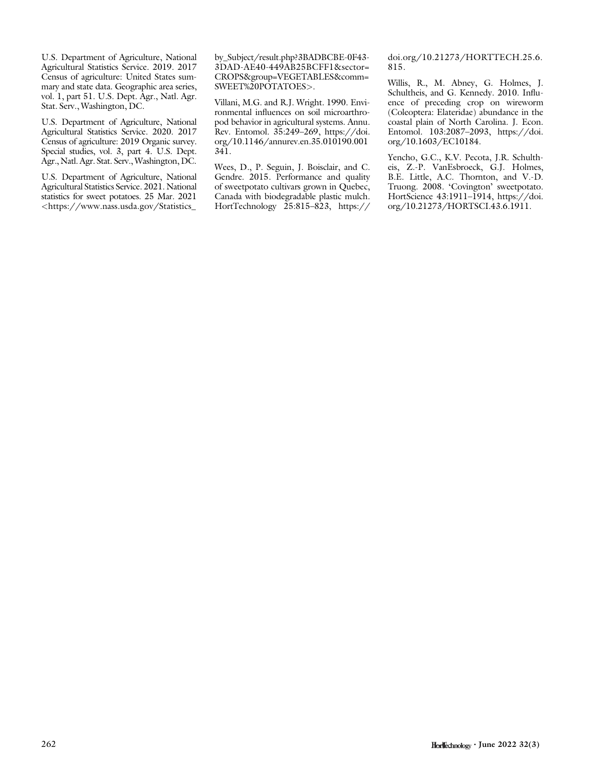U.S. Department of Agriculture, National Agricultural Statistics Service. 2019. 2017 Census of agriculture: United States summary and state data. Geographic area series, vol. 1, part 51. U.S. Dept. Agr., Natl. Agr. Stat. Serv., Washington, DC.

U.S. Department of Agriculture, National Agricultural Statistics Service. 2020. 2017 Census of agriculture: 2019 Organic survey. Special studies, vol. 3, part 4. U.S. Dept. Agr., Natl. Agr. Stat. Serv., Washington, DC.

U.S. Department of Agriculture, National Agricultural Statistics Service. 2021. National statistics for sweet potatoes. 25 Mar. 2021 <https://www.nass.usda.gov/Statistics_by_Subject/result.php?3BADBCBE-0F43-3DAD-AE40-449AB25BCFF1&sector=CROPS&group=VEGETABLES&comm=SWEET%20POTATOES>.

Villani, M.G. and R.J. Wright. 1990. Environmental influences on soil microarthropod behavior in agricultural systems. Annu. Rev. Entomol. 35:249–269, https://doi.org/10.1146/annurev.en.35.010190.001341.

Wees, D., P. Seguin, J. Boisclair, and C. Gendre. 2015. Performance and quality of sweetpotato cultivars grown in Quebec, Canada with biodegradable plastic mulch. HortTechnology 25:815–823, https://doi.org/10.21273/HORTTECH.25.6.815.

Willis, R., M. Abney, G. Holmes, J. Schultheis, and G. Kennedy. 2010. Influence of preceding crop on wireworm (Coleoptera: Elateridae) abundance in the coastal plain of North Carolina. J. Econ. Entomol. 103:2087–2093, https://doi.org/10.1603/EC10184.

Yencho, G.C., K.V. Pecota, J.R. Schultheis, Z.-P. VanEsbroeck, G.J. Holmes, B.E. Little, A.C. Thornton, and V.-D. Truong. 2008. 'Covington' sweetpotato. HortScience 43:1911–1914, https://doi.org/10.21273/HORTSCI.43.6.1911.